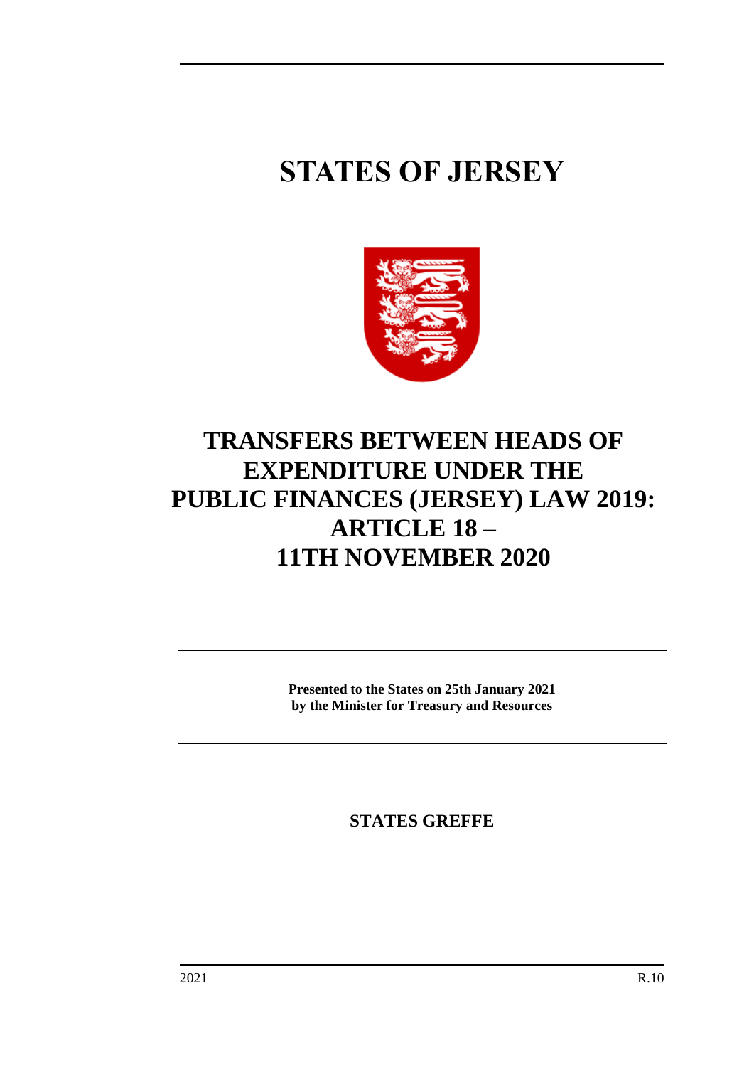# STATES OF JERSEY

# TRANSFERS BETWEEN HEADS OF EXPENDITURE UNDER THE PUBLIC FINANCES (JERSEY) LAW 2019: ARTICLE 18 – 11TH NOVEMBER 2020

**Presented to the States on 25th January 2021**
**by the Minister for Treasury and Resources**

**STATES GREFFE**

2021 R.10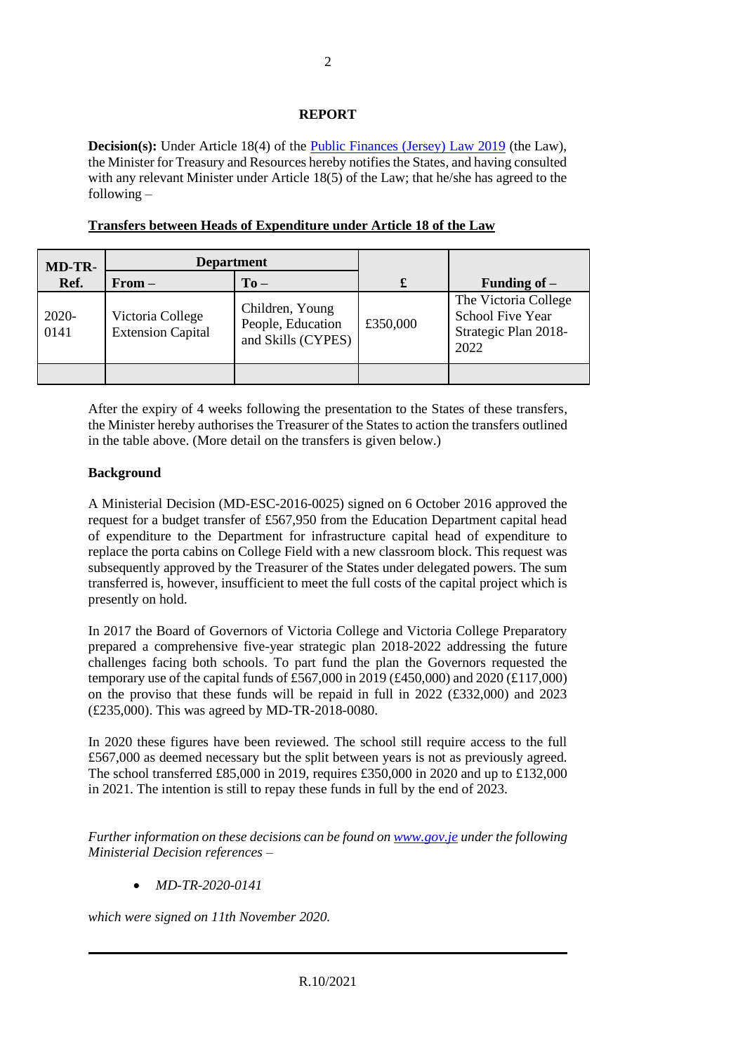## REPORT

**Decision(s):** Under Article 18(4) of the Public Finances (Jersey) Law 2019 (the Law), the Minister for Treasury and Resources hereby notifies the States, and having consulted with any relevant Minister under Article 18(5) of the Law; that he/she has agreed to the following –

**Transfers between Heads of Expenditure under Article 18 of the Law**

| MD-TR-Ref. | Department | | £ | Funding of – |
|---|---|---|---|---|
| | **From –** | **To –** | | |
| 2020-0141 | Victoria College Extension Capital | Children, Young People, Education and Skills (CYPES) | £350,000 | The Victoria College School Five Year Strategic Plan 2018-2022 |
| | | | | |

After the expiry of 4 weeks following the presentation to the States of these transfers, the Minister hereby authorises the Treasurer of the States to action the transfers outlined in the table above. (More detail on the transfers is given below.)

**Background**

A Ministerial Decision (MD-ESC-2016-0025) signed on 6 October 2016 approved the request for a budget transfer of £567,950 from the Education Department capital head of expenditure to the Department for infrastructure capital head of expenditure to replace the porta cabins on College Field with a new classroom block. This request was subsequently approved by the Treasurer of the States under delegated powers. The sum transferred is, however, insufficient to meet the full costs of the capital project which is presently on hold.

In 2017 the Board of Governors of Victoria College and Victoria College Preparatory prepared a comprehensive five-year strategic plan 2018-2022 addressing the future challenges facing both schools. To part fund the plan the Governors requested the temporary use of the capital funds of £567,000 in 2019 (£450,000) and 2020 (£117,000) on the proviso that these funds will be repaid in full in 2022 (£332,000) and 2023 (£235,000). This was agreed by MD-TR-2018-0080.

In 2020 these figures have been reviewed. The school still require access to the full £567,000 as deemed necessary but the split between years is not as previously agreed. The school transferred £85,000 in 2019, requires £350,000 in 2020 and up to £132,000 in 2021. The intention is still to repay these funds in full by the end of 2023.

*Further information on these decisions can be found on www.gov.je under the following Ministerial Decision references –*

- *MD-TR-2020-0141*

*which were signed on 11th November 2020.*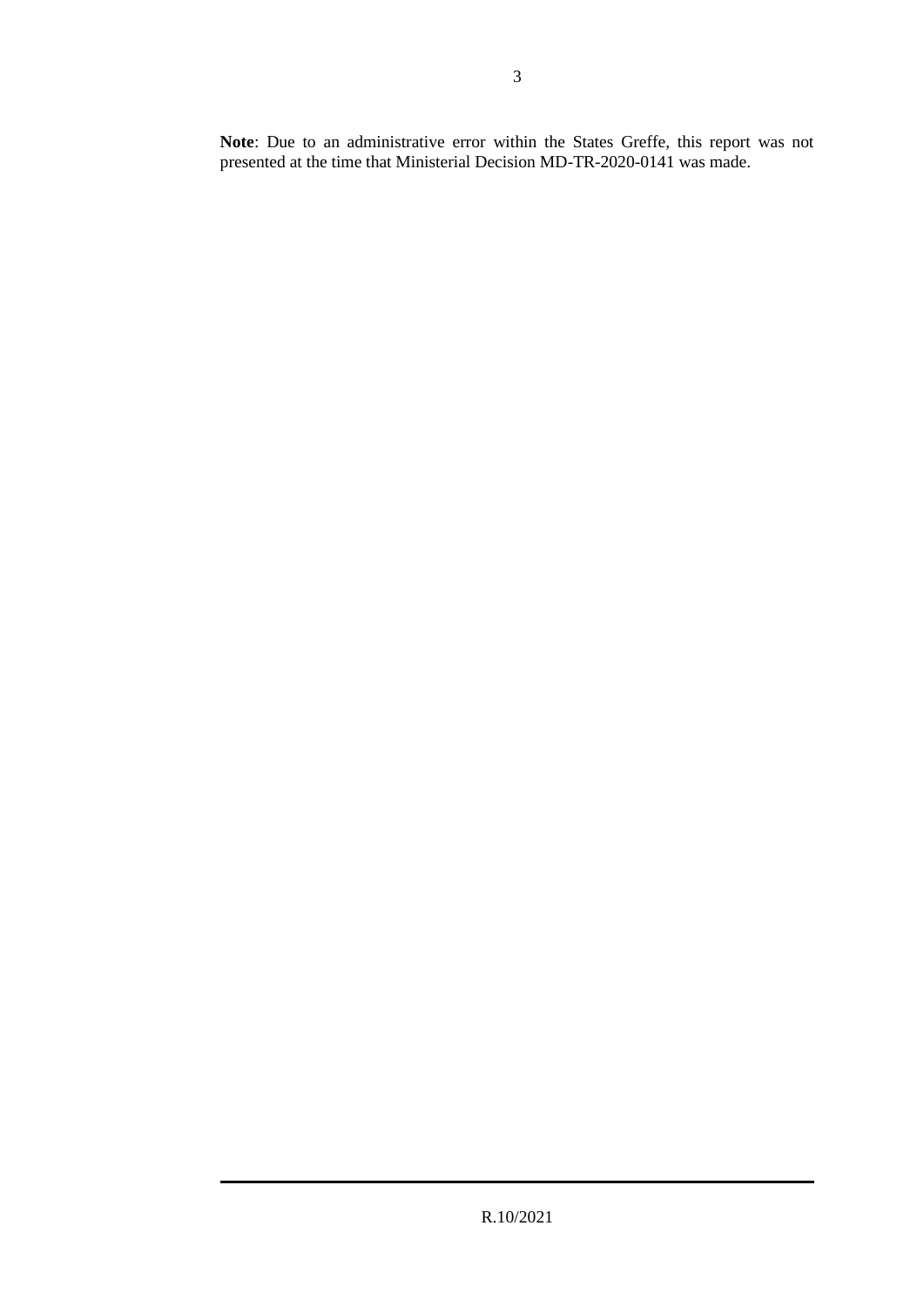**Note**: Due to an administrative error within the States Greffe, this report was not presented at the time that Ministerial Decision MD-TR-2020-0141 was made.